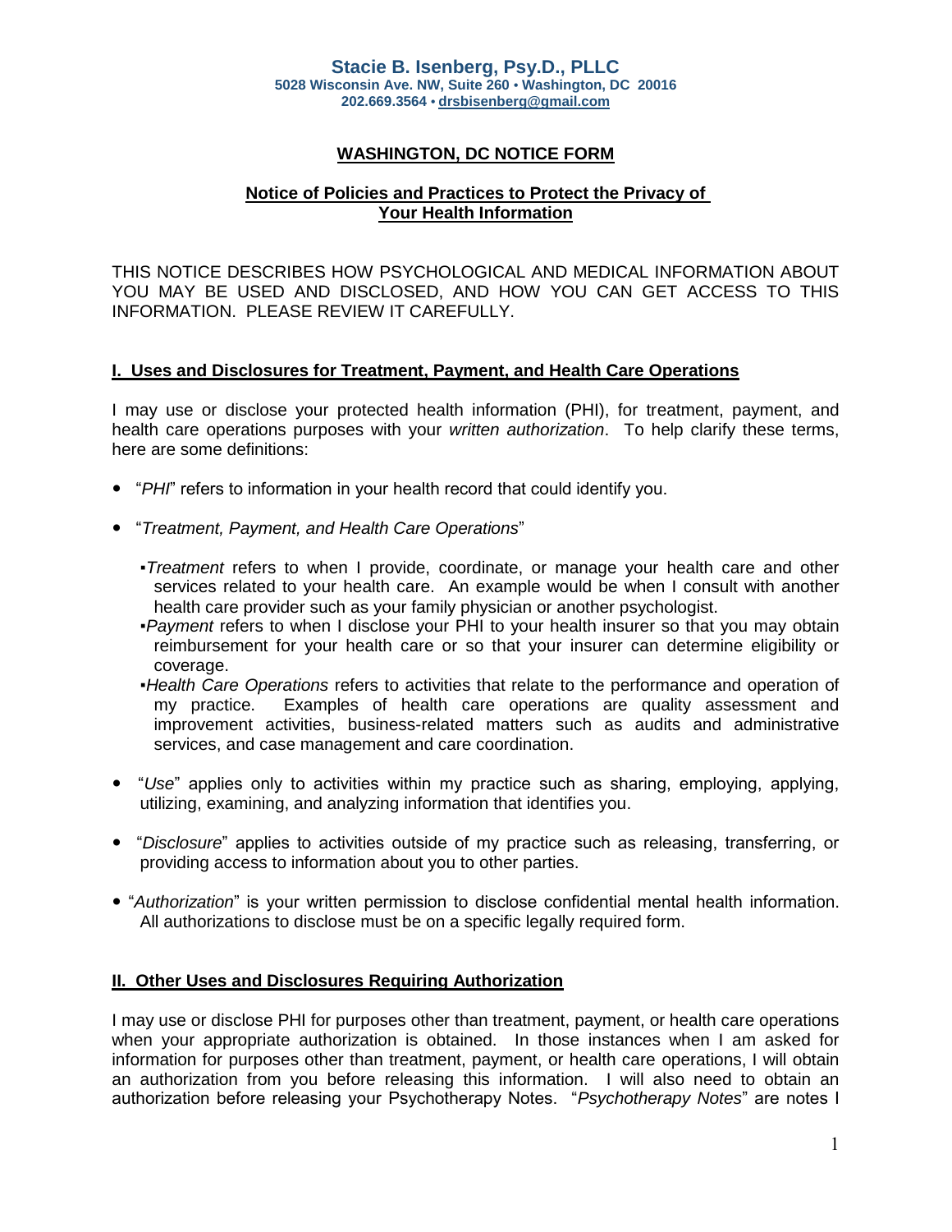**Stacie B. Isenberg, Psy.D., PLLC**
**5028 Wisconsin Ave. NW, Suite 260 • Washington, DC 20016**
**202.669.3564 • drsbisenberg@gmail.com**

# WASHINGTON, DC NOTICE FORM

## Notice of Policies and Practices to Protect the Privacy of Your Health Information

THIS NOTICE DESCRIBES HOW PSYCHOLOGICAL AND MEDICAL INFORMATION ABOUT YOU MAY BE USED AND DISCLOSED, AND HOW YOU CAN GET ACCESS TO THIS INFORMATION. PLEASE REVIEW IT CAREFULLY.

## I. Uses and Disclosures for Treatment, Payment, and Health Care Operations

I may use or disclose your protected health information (PHI), for treatment, payment, and health care operations purposes with your *written authorization*. To help clarify these terms, here are some definitions:

- "*PHI*" refers to information in your health record that could identify you.
- "*Treatment, Payment, and Health Care Operations*"
  - *Treatment* refers to when I provide, coordinate, or manage your health care and other services related to your health care. An example would be when I consult with another health care provider such as your family physician or another psychologist.
  - *Payment* refers to when I disclose your PHI to your health insurer so that you may obtain reimbursement for your health care or so that your insurer can determine eligibility or coverage.
  - *Health Care Operations* refers to activities that relate to the performance and operation of my practice. Examples of health care operations are quality assessment and improvement activities, business-related matters such as audits and administrative services, and case management and care coordination.
- "*Use*" applies only to activities within my practice such as sharing, employing, applying, utilizing, examining, and analyzing information that identifies you.
- "*Disclosure*" applies to activities outside of my practice such as releasing, transferring, or providing access to information about you to other parties.
- "*Authorization*" is your written permission to disclose confidential mental health information. All authorizations to disclose must be on a specific legally required form.

## II. Other Uses and Disclosures Requiring Authorization

I may use or disclose PHI for purposes other than treatment, payment, or health care operations when your appropriate authorization is obtained. In those instances when I am asked for information for purposes other than treatment, payment, or health care operations, I will obtain an authorization from you before releasing this information. I will also need to obtain an authorization before releasing your Psychotherapy Notes. "*Psychotherapy Notes*" are notes I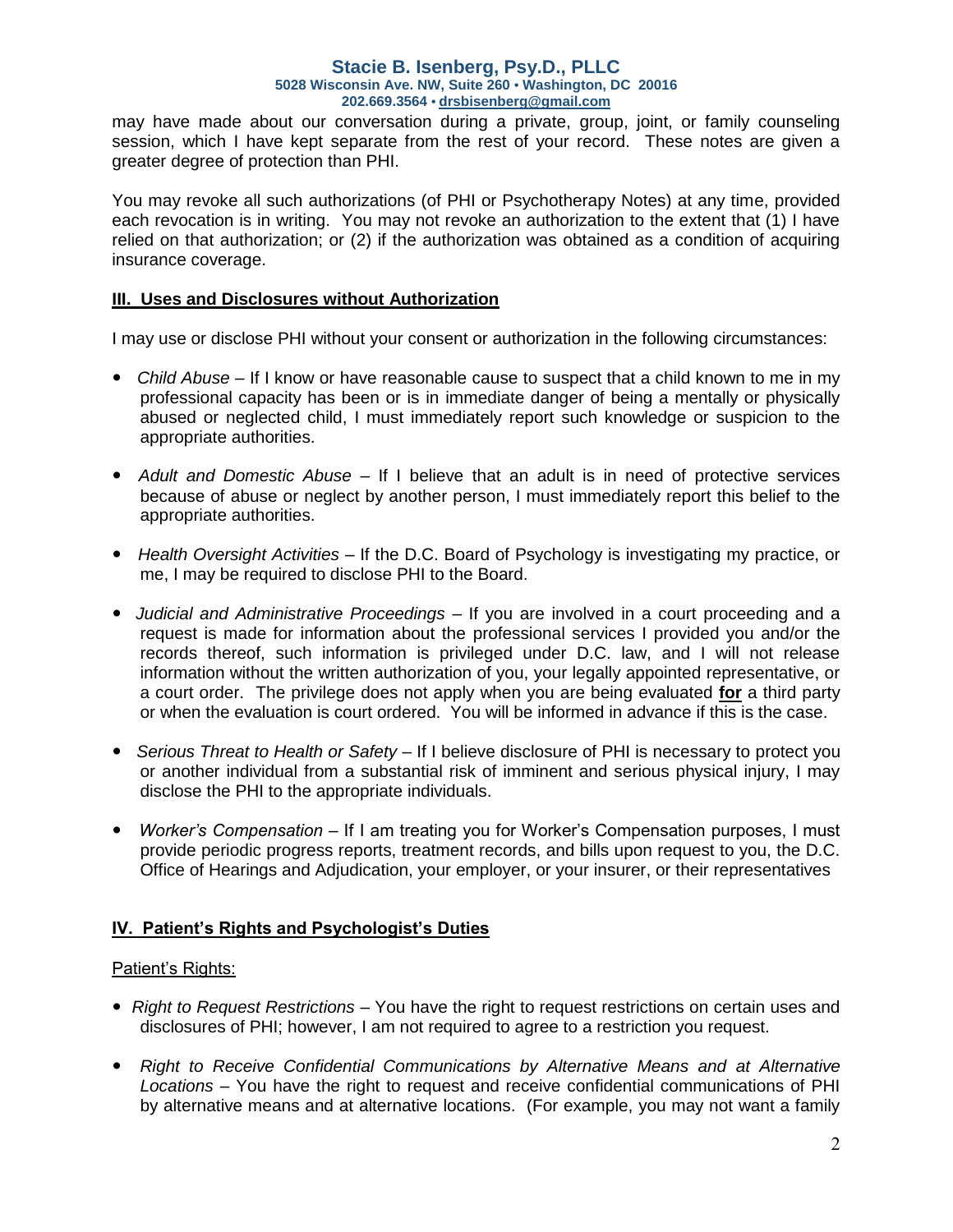may have made about our conversation during a private, group, joint, or family counseling session, which I have kept separate from the rest of your record. These notes are given a greater degree of protection than PHI.

You may revoke all such authorizations (of PHI or Psychotherapy Notes) at any time, provided each revocation is in writing. You may not revoke an authorization to the extent that (1) I have relied on that authorization; or (2) if the authorization was obtained as a condition of acquiring insurance coverage.

## III. Uses and Disclosures without Authorization

I may use or disclose PHI without your consent or authorization in the following circumstances:

- *Child Abuse* – If I know or have reasonable cause to suspect that a child known to me in my professional capacity has been or is in immediate danger of being a mentally or physically abused or neglected child, I must immediately report such knowledge or suspicion to the appropriate authorities.

- *Adult and Domestic Abuse* – If I believe that an adult is in need of protective services because of abuse or neglect by another person, I must immediately report this belief to the appropriate authorities.

- *Health Oversight Activities* – If the D.C. Board of Psychology is investigating my practice, or me, I may be required to disclose PHI to the Board.

- *Judicial and Administrative Proceedings* – If you are involved in a court proceeding and a request is made for information about the professional services I provided you and/or the records thereof, such information is privileged under D.C. law, and I will not release information without the written authorization of you, your legally appointed representative, or a court order. The privilege does not apply when you are being evaluated **for** a third party or when the evaluation is court ordered. You will be informed in advance if this is the case.

- *Serious Threat to Health or Safety* – If I believe disclosure of PHI is necessary to protect you or another individual from a substantial risk of imminent and serious physical injury, I may disclose the PHI to the appropriate individuals.

- *Worker's Compensation* – If I am treating you for Worker's Compensation purposes, I must provide periodic progress reports, treatment records, and bills upon request to you, the D.C. Office of Hearings and Adjudication, your employer, or your insurer, or their representatives

## IV. Patient's Rights and Psychologist's Duties

Patient's Rights:

- *Right to Request Restrictions* – You have the right to request restrictions on certain uses and disclosures of PHI; however, I am not required to agree to a restriction you request.

- *Right to Receive Confidential Communications by Alternative Means and at Alternative Locations* – You have the right to request and receive confidential communications of PHI by alternative means and at alternative locations. (For example, you may not want a family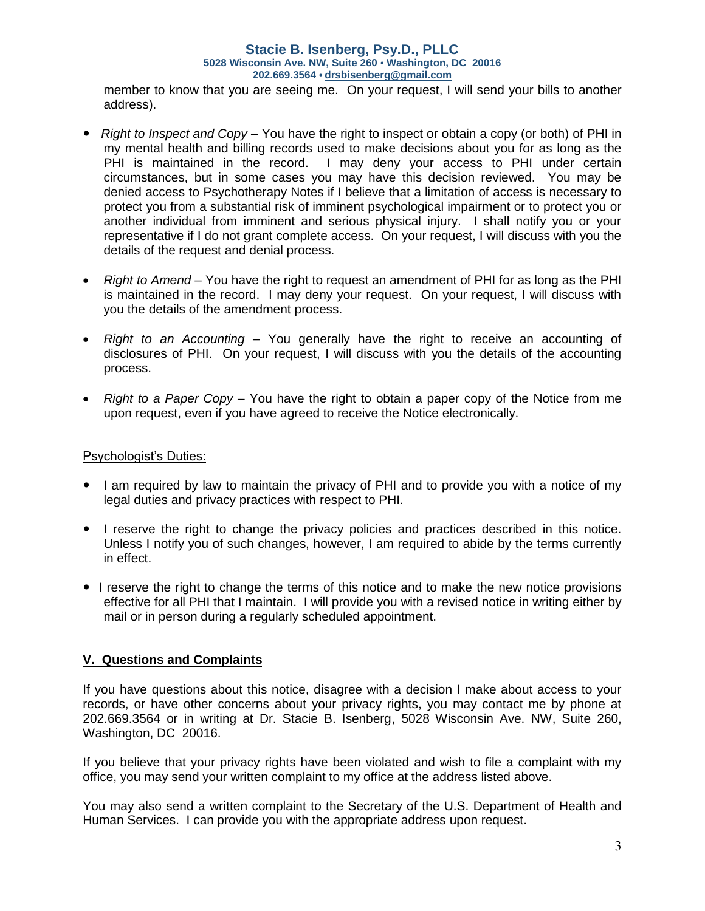member to know that you are seeing me. On your request, I will send your bills to another address).

- *Right to Inspect and Copy* – You have the right to inspect or obtain a copy (or both) of PHI in my mental health and billing records used to make decisions about you for as long as the PHI is maintained in the record. I may deny your access to PHI under certain circumstances, but in some cases you may have this decision reviewed. You may be denied access to Psychotherapy Notes if I believe that a limitation of access is necessary to protect you from a substantial risk of imminent psychological impairment or to protect you or another individual from imminent and serious physical injury. I shall notify you or your representative if I do not grant complete access. On your request, I will discuss with you the details of the request and denial process.

- *Right to Amend* – You have the right to request an amendment of PHI for as long as the PHI is maintained in the record. I may deny your request. On your request, I will discuss with you the details of the amendment process.

- *Right to an Accounting* – You generally have the right to receive an accounting of disclosures of PHI. On your request, I will discuss with you the details of the accounting process.

- *Right to a Paper Copy* – You have the right to obtain a paper copy of the Notice from me upon request, even if you have agreed to receive the Notice electronically.

<u>Psychologist's Duties:</u>

- I am required by law to maintain the privacy of PHI and to provide you with a notice of my legal duties and privacy practices with respect to PHI.

- I reserve the right to change the privacy policies and practices described in this notice. Unless I notify you of such changes, however, I am required to abide by the terms currently in effect.

- I reserve the right to change the terms of this notice and to make the new notice provisions effective for all PHI that I maintain. I will provide you with a revised notice in writing either by mail or in person during a regularly scheduled appointment.

## V. Questions and Complaints

If you have questions about this notice, disagree with a decision I make about access to your records, or have other concerns about your privacy rights, you may contact me by phone at 202.669.3564 or in writing at Dr. Stacie B. Isenberg, 5028 Wisconsin Ave. NW, Suite 260, Washington, DC 20016.

If you believe that your privacy rights have been violated and wish to file a complaint with my office, you may send your written complaint to my office at the address listed above.

You may also send a written complaint to the Secretary of the U.S. Department of Health and Human Services. I can provide you with the appropriate address upon request.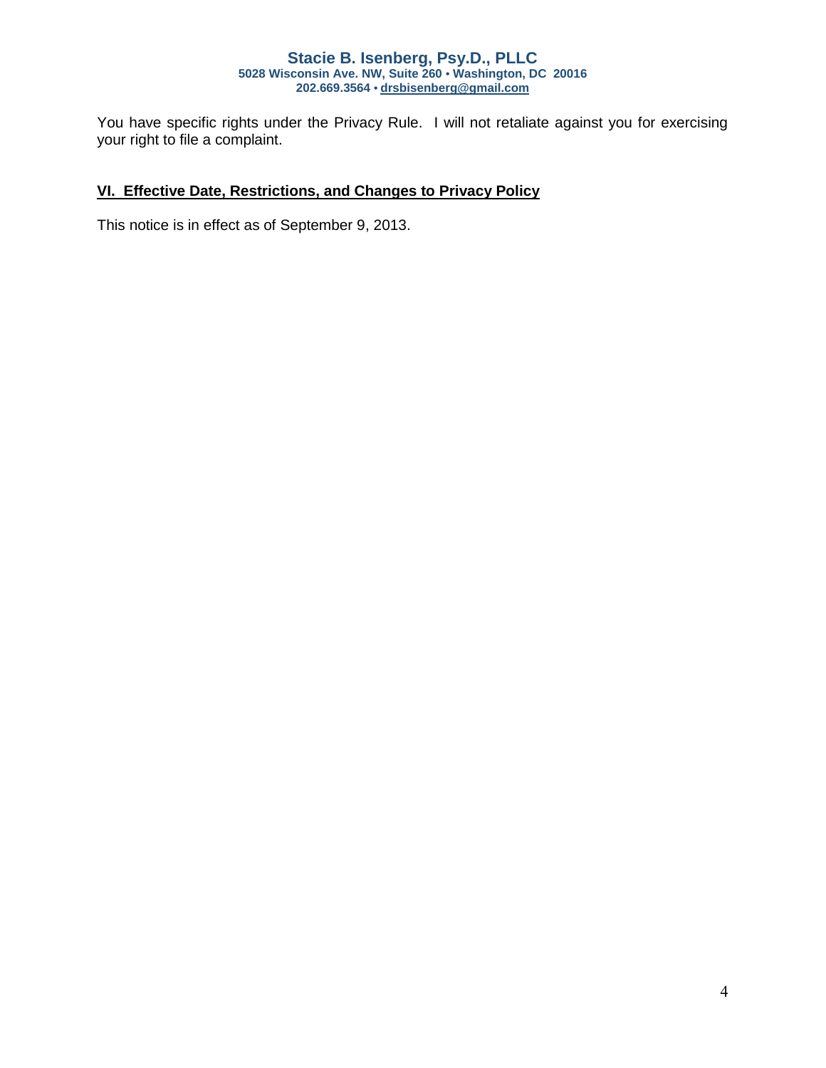You have specific rights under the Privacy Rule. I will not retaliate against you for exercising your right to file a complaint.

## VI. Effective Date, Restrictions, and Changes to Privacy Policy

This notice is in effect as of September 9, 2013.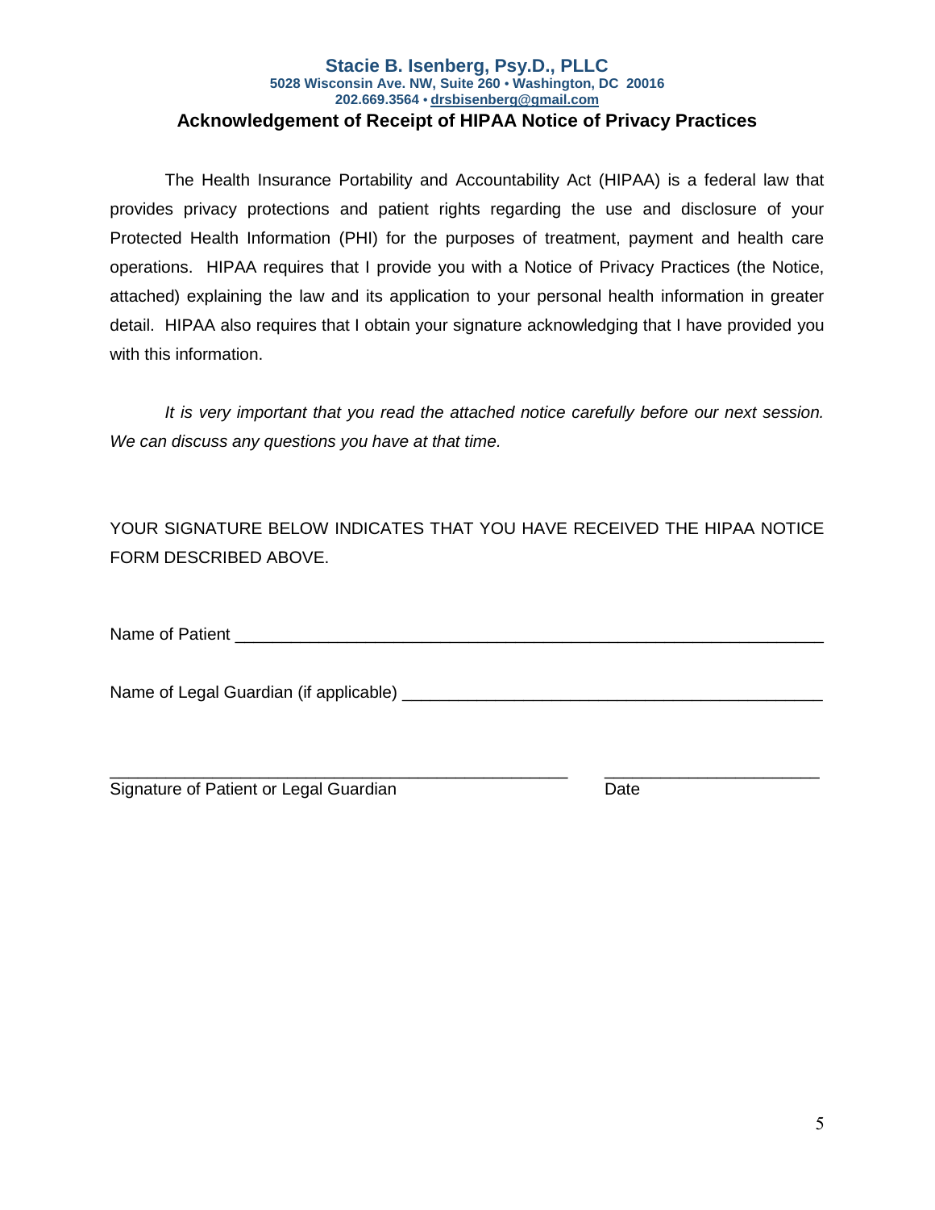**Stacie B. Isenberg, Psy.D., PLLC**
**5028 Wisconsin Ave. NW, Suite 260 • Washington, DC 20016**
**202.669.3564 • drsbisenberg@gmail.com**

## Acknowledgement of Receipt of HIPAA Notice of Privacy Practices

The Health Insurance Portability and Accountability Act (HIPAA) is a federal law that provides privacy protections and patient rights regarding the use and disclosure of your Protected Health Information (PHI) for the purposes of treatment, payment and health care operations. HIPAA requires that I provide you with a Notice of Privacy Practices (the Notice, attached) explaining the law and its application to your personal health information in greater detail. HIPAA also requires that I obtain your signature acknowledging that I have provided you with this information.

*It is very important that you read the attached notice carefully before our next session. We can discuss any questions you have at that time.*

YOUR SIGNATURE BELOW INDICATES THAT YOU HAVE RECEIVED THE HIPAA NOTICE FORM DESCRIBED ABOVE.

Name of Patient ________________________________________________________________

Name of Legal Guardian (if applicable) ____________________________________________

_______________________________________________ ______________________
Signature of Patient or Legal Guardian Date